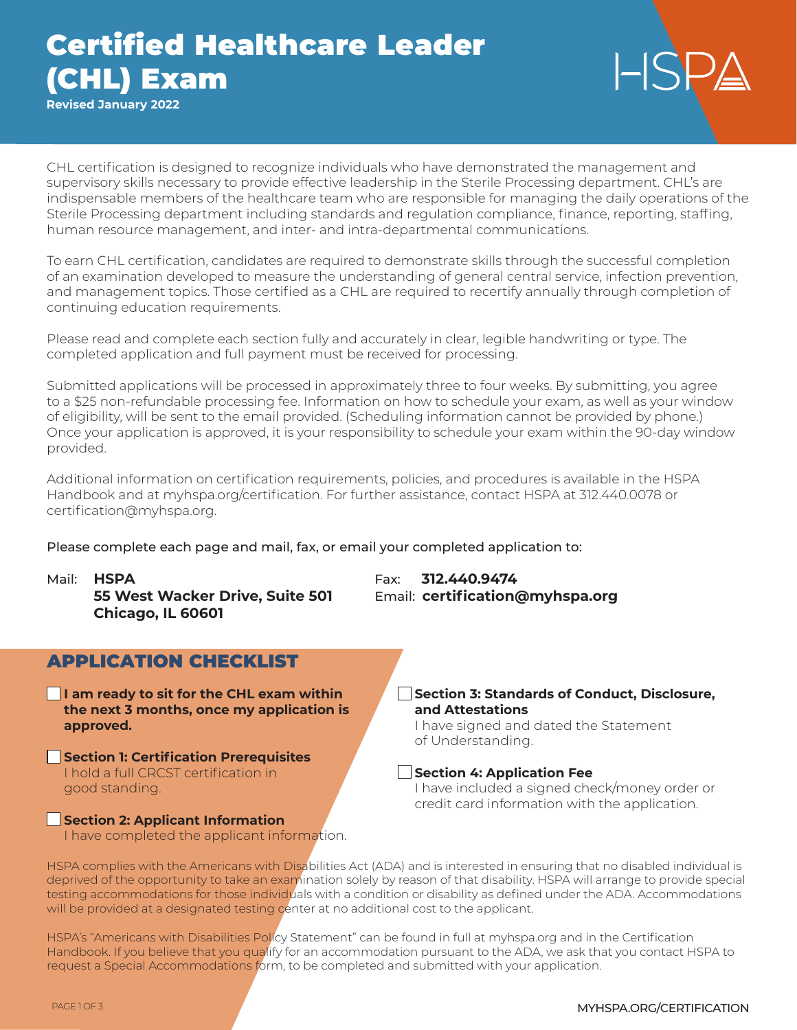# Certified Healthcare Leader (CHL) Exam

**Revised January 2022**

HSPA

CHL certification is designed to recognize individuals who have demonstrated the management and supervisory skills necessary to provide effective leadership in the Sterile Processing department. CHL's are indispensable members of the healthcare team who are responsible for managing the daily operations of the Sterile Processing department including standards and regulation compliance, finance, reporting, staffing, human resource management, and inter- and intra-departmental communications.

To earn CHL certification, candidates are required to demonstrate skills through the successful completion of an examination developed to measure the understanding of general central service, infection prevention, and management topics. Those certified as a CHL are required to recertify annually through completion of continuing education requirements.

Please read and complete each section fully and accurately in clear, legible handwriting or type. The completed application and full payment must be received for processing.

Submitted applications will be processed in approximately three to four weeks. By submitting, you agree to a $25 non-refundable processing fee. Information on how to schedule your exam, as well as your window of eligibility, will be sent to the email provided. (Scheduling information cannot be provided by phone.) Once your application is approved, it is your responsibility to schedule your exam within the 90-day window provided.

Additional information on certification requirements, policies, and procedures is available in the HSPA Handbook and at myhspa.org/certification. For further assistance, contact HSPA at 312.440.0078 or certification@myhspa.org.

Please complete each page and mail, fax, or email your completed application to:

Mail: **HSPA**
**55 West Wacker Drive, Suite 501**
**Chicago, IL 60601**

Fax: **312.440.9474**
Email: **certification@myhspa.org**

## APPLICATION CHECKLIST

- ☐ **I am ready to sit for the CHL exam within the next 3 months, once my application is approved.**
- ☐ **Section 1: Certification Prerequisites**
  I hold a full CRCST certification in good standing.
- ☐ **Section 2: Applicant Information**
  I have completed the applicant information.
- ☐ **Section 3: Standards of Conduct, Disclosure, and Attestations**
  I have signed and dated the Statement of Understanding.
- ☐ **Section 4: Application Fee**
  I have included a signed check/money order or credit card information with the application.

HSPA complies with the Americans with Disabilities Act (ADA) and is interested in ensuring that no disabled individual is deprived of the opportunity to take an examination solely by reason of that disability. HSPA will arrange to provide special testing accommodations for those individuals with a condition or disability as defined under the ADA. Accommodations will be provided at a designated testing center at no additional cost to the applicant.

HSPA's "Americans with Disabilities Policy Statement" can be found in full at myhspa.org and in the Certification Handbook. If you believe that you qualify for an accommodation pursuant to the ADA, we ask that you contact HSPA to request a Special Accommodations form, to be completed and submitted with your application.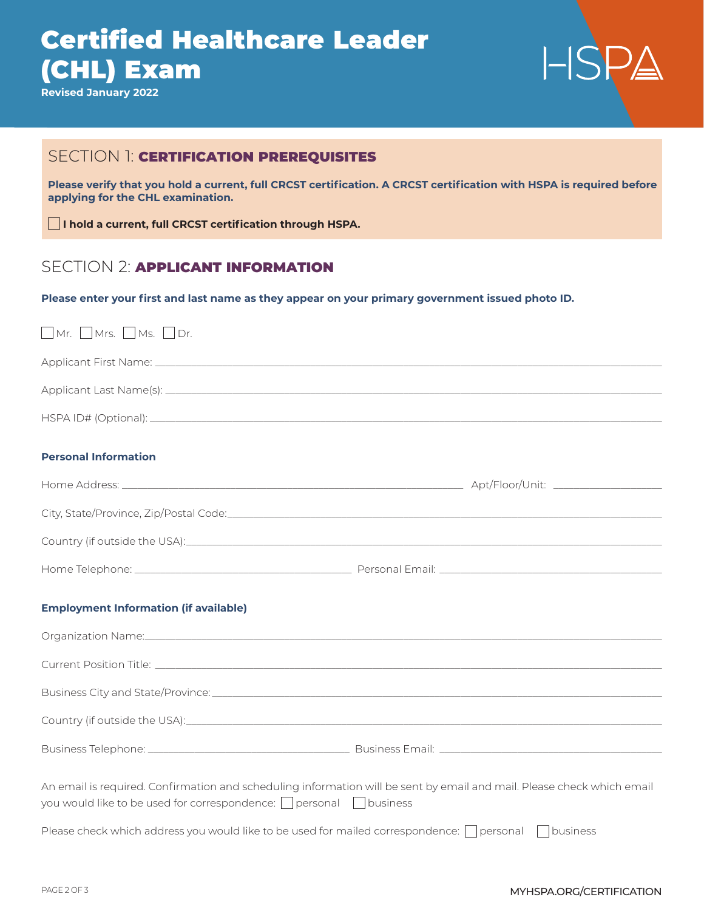# Certified Healthcare Leader (CHL) Exam

**Revised January 2022**

HSPA

## SECTION 1: CERTIFICATION PREREQUISITES

**Please verify that you hold a current, full CRCST certification. A CRCST certification with HSPA is required before applying for the CHL examination.**

☐ **I hold a current, full CRCST certification through HSPA.**

## SECTION 2: APPLICANT INFORMATION

**Please enter your first and last name as they appear on your primary government issued photo ID.**

☐ Mr. ☐ Mrs. ☐ Ms. ☐ Dr.

Applicant First Name: ______________________________

Applicant Last Name(s): ______________________________

HSPA ID# (Optional): ______________________________

### Personal Information

Home Address: ______________________________ Apt/Floor/Unit: ______________

City, State/Province, Zip/Postal Code: ______________________________

Country (if outside the USA): ______________________________

Home Telephone: ______________________ Personal Email: ______________________

### Employment Information (if available)

Organization Name: ______________________________

Current Position Title: ______________________________

Business City and State/Province: ______________________________

Country (if outside the USA): ______________________________

Business Telephone: ______________________ Business Email: ______________________

An email is required. Confirmation and scheduling information will be sent by email and mail. Please check which email you would like to be used for correspondence: ☐ personal ☐ business

Please check which address you would like to be used for mailed correspondence: ☐ personal ☐ business

MYHSPA.ORG/CERTIFICATION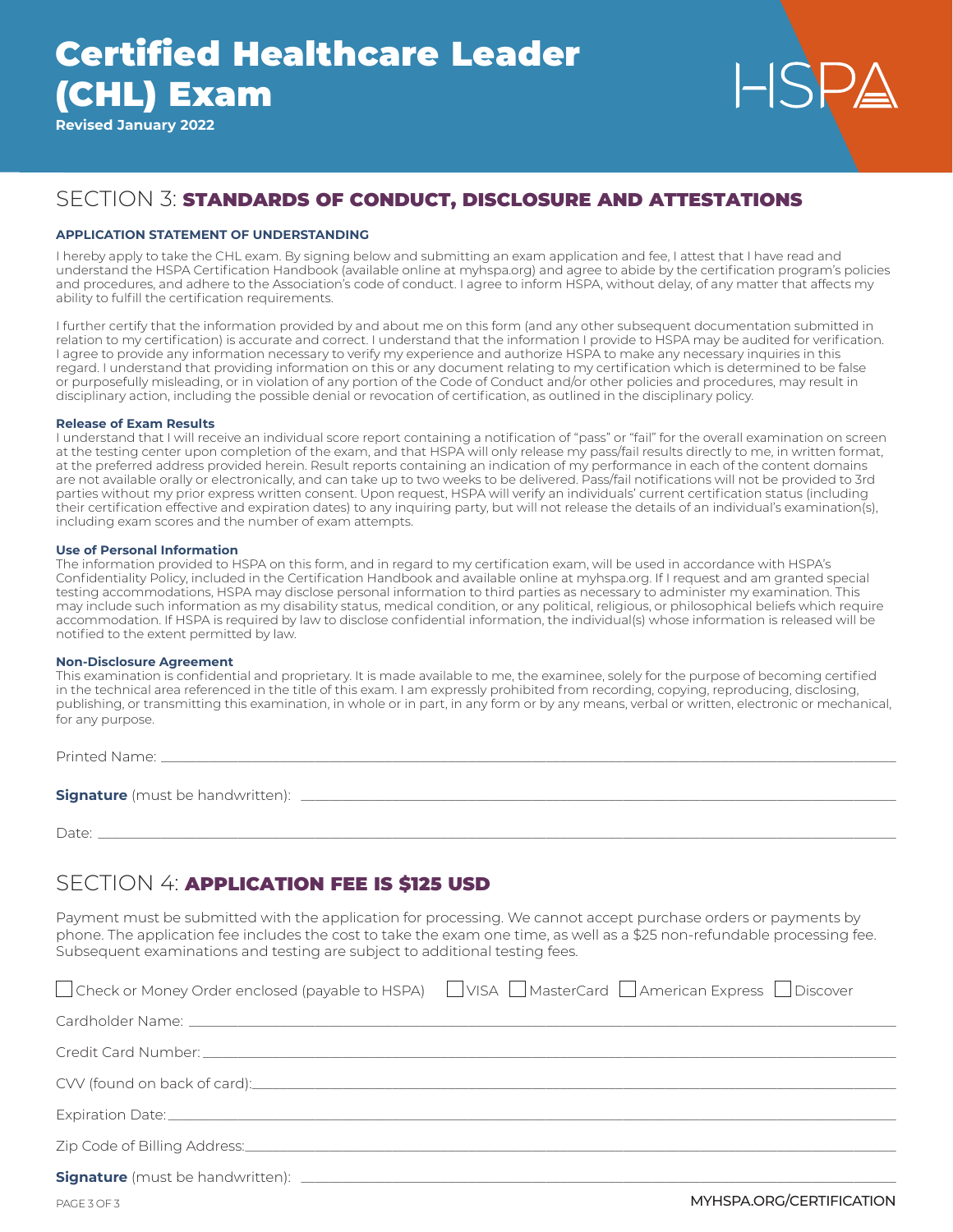# Certified Healthcare Leader (CHL) Exam

**Revised January 2022**

HSPA

## SECTION 3: **STANDARDS OF CONDUCT, DISCLOSURE AND ATTESTATIONS**

### APPLICATION STATEMENT OF UNDERSTANDING

I hereby apply to take the CHL exam. By signing below and submitting an exam application and fee, I attest that I have read and understand the HSPA Certification Handbook (available online at myhspa.org) and agree to abide by the certification program's policies and procedures, and adhere to the Association's code of conduct. I agree to inform HSPA, without delay, of any matter that affects my ability to fulfill the certification requirements.

I further certify that the information provided by and about me on this form (and any other subsequent documentation submitted in relation to my certification) is accurate and correct. I understand that the information I provide to HSPA may be audited for verification. I agree to provide any information necessary to verify my experience and authorize HSPA to make any necessary inquiries in this regard. I understand that providing information on this or any document relating to my certification which is determined to be false or purposefully misleading, or in violation of any portion of the Code of Conduct and/or other policies and procedures, may result in disciplinary action, including the possible denial or revocation of certification, as outlined in the disciplinary policy.

**Release of Exam Results**

I understand that I will receive an individual score report containing a notification of "pass" or "fail" for the overall examination on screen at the testing center upon completion of the exam, and that HSPA will only release my pass/fail results directly to me, in written format, at the preferred address provided herein. Result reports containing an indication of my performance in each of the content domains are not available orally or electronically, and can take up to two weeks to be delivered. Pass/fail notifications will not be provided to 3rd parties without my prior express written consent. Upon request, HSPA will verify an individuals' current certification status (including their certification effective and expiration dates) to any inquiring party, but will not release the details of an individual's examination(s), including exam scores and the number of exam attempts.

**Use of Personal Information**

The information provided to HSPA on this form, and in regard to my certification exam, will be used in accordance with HSPA's Confidentiality Policy, included in the Certification Handbook and available online at myhspa.org. If I request and am granted special testing accommodations, HSPA may disclose personal information to third parties as necessary to administer my examination. This may include such information as my disability status, medical condition, or any political, religious, or philosophical beliefs which require accommodation. If HSPA is required by law to disclose confidential information, the individual(s) whose information is released will be notified to the extent permitted by law.

**Non-Disclosure Agreement**

This examination is confidential and proprietary. It is made available to me, the examinee, solely for the purpose of becoming certified in the technical area referenced in the title of this exam. I am expressly prohibited from recording, copying, reproducing, disclosing, publishing, or transmitting this examination, in whole or in part, in any form or by any means, verbal or written, electronic or mechanical, for any purpose.

Printed Name: ______________________________

**Signature** (must be handwritten): ______________________________

Date: ______________________________

## SECTION 4: **APPLICATION FEE IS $125 USD**

Payment must be submitted with the application for processing. We cannot accept purchase orders or payments by phone. The application fee includes the cost to take the exam one time, as well as a $25 non-refundable processing fee. Subsequent examinations and testing are subject to additional testing fees.

☐ Check or Money Order enclosed (payable to HSPA) ☐ VISA ☐ MasterCard ☐ American Express ☐ Discover

Cardholder Name: ______________________________

Credit Card Number: ______________________________

CVV (found on back of card): ______________________________

Expiration Date: ______________________________

Zip Code of Billing Address: ______________________________

**Signature** (must be handwritten): ______________________________

MYHSPA.ORG/CERTIFICATION